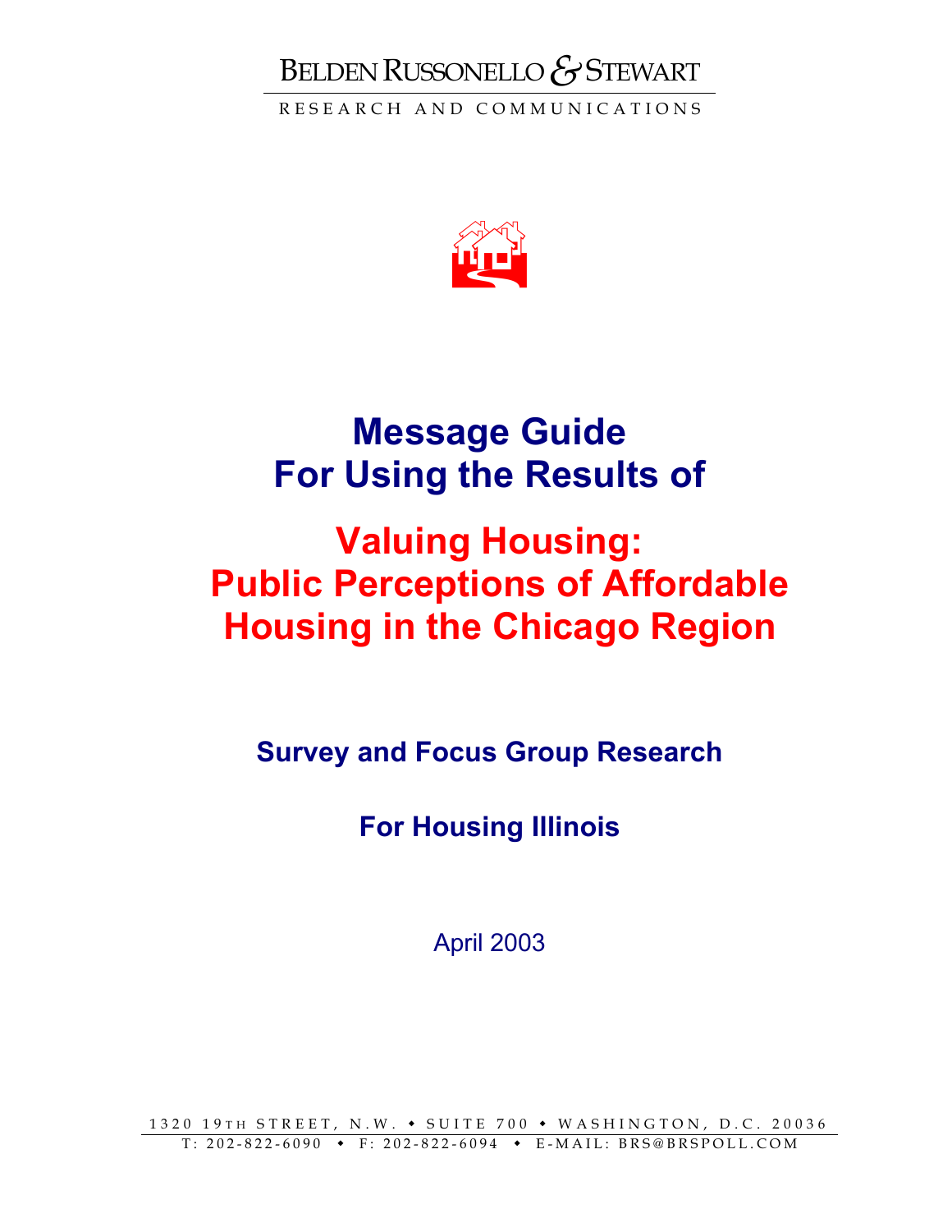BELDEN RUSSONELLO & STEWART

RESEARCH AND COMMUNICATIONS

# Message Guide For Using the Results of

# Valuing Housing: Public Perceptions of Affordable Housing in the Chicago Region

## Survey and Focus Group Research

## For Housing Illinois

April 2003

1320 19TH STREET, N.W. • SUITE 700 • WASHINGTON, D.C. 20036

T: 202-822-6090 • F: 202-822-6094 • E-MAIL: BRS@BRSPOLL.COM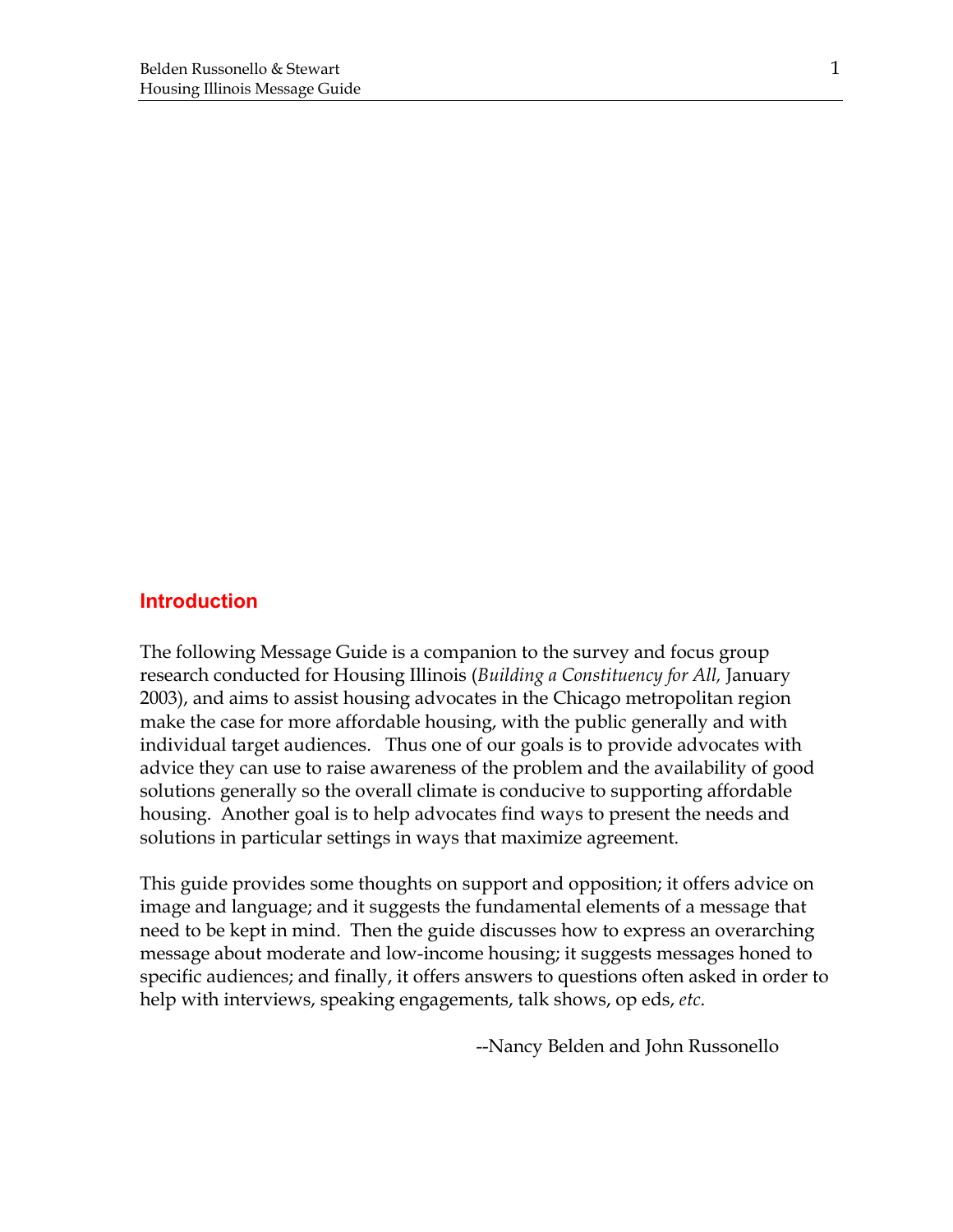## Introduction

The following Message Guide is a companion to the survey and focus group research conducted for Housing Illinois (*Building a Constituency for All,* January 2003), and aims to assist housing advocates in the Chicago metropolitan region make the case for more affordable housing, with the public generally and with individual target audiences. Thus one of our goals is to provide advocates with advice they can use to raise awareness of the problem and the availability of good solutions generally so the overall climate is conducive to supporting affordable housing. Another goal is to help advocates find ways to present the needs and solutions in particular settings in ways that maximize agreement.

This guide provides some thoughts on support and opposition; it offers advice on image and language; and it suggests the fundamental elements of a message that need to be kept in mind. Then the guide discusses how to express an overarching message about moderate and low-income housing; it suggests messages honed to specific audiences; and finally, it offers answers to questions often asked in order to help with interviews, speaking engagements, talk shows, op eds, *etc*.

--Nancy Belden and John Russonello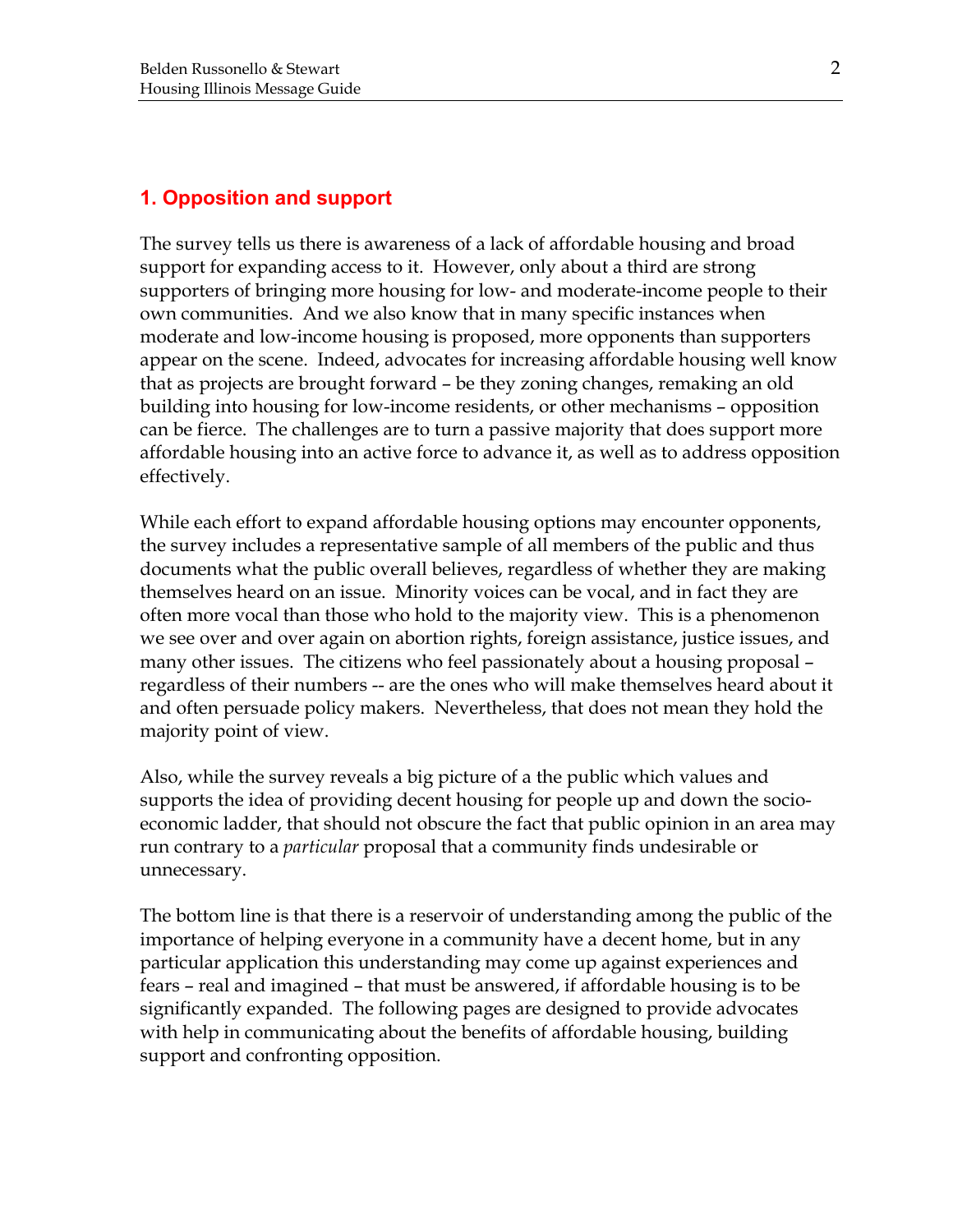## 1. Opposition and support

The survey tells us there is awareness of a lack of affordable housing and broad support for expanding access to it. However, only about a third are strong supporters of bringing more housing for low- and moderate-income people to their own communities. And we also know that in many specific instances when moderate and low-income housing is proposed, more opponents than supporters appear on the scene. Indeed, advocates for increasing affordable housing well know that as projects are brought forward – be they zoning changes, remaking an old building into housing for low-income residents, or other mechanisms – opposition can be fierce. The challenges are to turn a passive majority that does support more affordable housing into an active force to advance it, as well as to address opposition effectively.

While each effort to expand affordable housing options may encounter opponents, the survey includes a representative sample of all members of the public and thus documents what the public overall believes, regardless of whether they are making themselves heard on an issue. Minority voices can be vocal, and in fact they are often more vocal than those who hold to the majority view. This is a phenomenon we see over and over again on abortion rights, foreign assistance, justice issues, and many other issues. The citizens who feel passionately about a housing proposal – regardless of their numbers -- are the ones who will make themselves heard about it and often persuade policy makers. Nevertheless, that does not mean they hold the majority point of view.

Also, while the survey reveals a big picture of a the public which values and supports the idea of providing decent housing for people up and down the socio-economic ladder, that should not obscure the fact that public opinion in an area may run contrary to a *particular* proposal that a community finds undesirable or unnecessary.

The bottom line is that there is a reservoir of understanding among the public of the importance of helping everyone in a community have a decent home, but in any particular application this understanding may come up against experiences and fears – real and imagined – that must be answered, if affordable housing is to be significantly expanded. The following pages are designed to provide advocates with help in communicating about the benefits of affordable housing, building support and confronting opposition.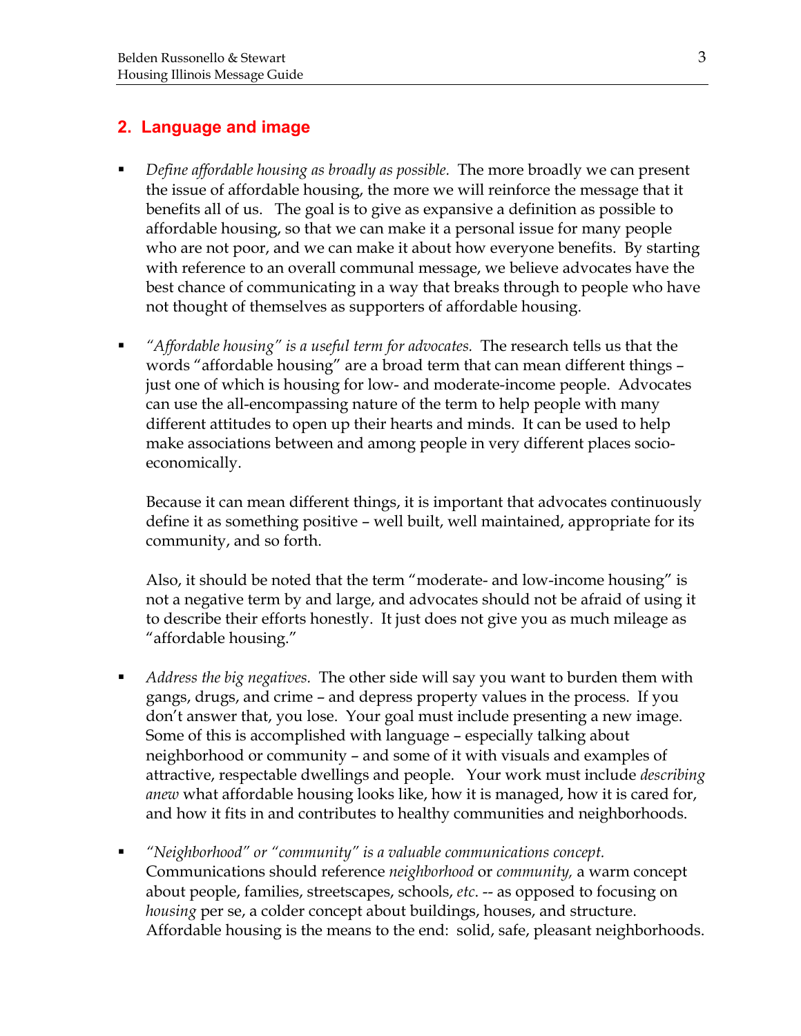## 2. Language and image

- *Define affordable housing as broadly as possible.* The more broadly we can present the issue of affordable housing, the more we will reinforce the message that it benefits all of us. The goal is to give as expansive a definition as possible to affordable housing, so that we can make it a personal issue for many people who are not poor, and we can make it about how everyone benefits. By starting with reference to an overall communal message, we believe advocates have the best chance of communicating in a way that breaks through to people who have not thought of themselves as supporters of affordable housing.

- *"Affordable housing" is a useful term for advocates.* The research tells us that the words "affordable housing" are a broad term that can mean different things – just one of which is housing for low- and moderate-income people. Advocates can use the all-encompassing nature of the term to help people with many different attitudes to open up their hearts and minds. It can be used to help make associations between and among people in very different places socio-economically.

  Because it can mean different things, it is important that advocates continuously define it as something positive – well built, well maintained, appropriate for its community, and so forth.

  Also, it should be noted that the term "moderate- and low-income housing" is not a negative term by and large, and advocates should not be afraid of using it to describe their efforts honestly. It just does not give you as much mileage as "affordable housing."

- *Address the big negatives.* The other side will say you want to burden them with gangs, drugs, and crime – and depress property values in the process. If you don't answer that, you lose. Your goal must include presenting a new image. Some of this is accomplished with language – especially talking about neighborhood or community – and some of it with visuals and examples of attractive, respectable dwellings and people. Your work must include *describing anew* what affordable housing looks like, how it is managed, how it is cared for, and how it fits in and contributes to healthy communities and neighborhoods.

- *"Neighborhood" or "community" is a valuable communications concept.* Communications should reference *neighborhood* or *community,* a warm concept about people, families, streetscapes, schools, *etc*. -- as opposed to focusing on *housing* per se, a colder concept about buildings, houses, and structure. Affordable housing is the means to the end: solid, safe, pleasant neighborhoods.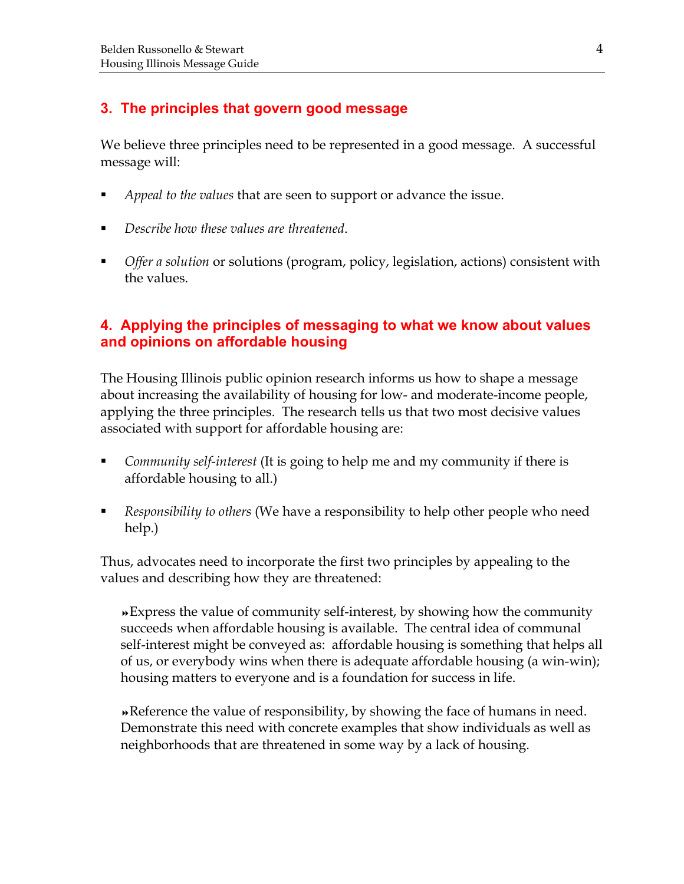## 3. The principles that govern good message

We believe three principles need to be represented in a good message. A successful message will:

- *Appeal to the values* that are seen to support or advance the issue.
- *Describe how these values are threatened*.
- *Offer a solution* or solutions (program, policy, legislation, actions) consistent with the values.

## 4. Applying the principles of messaging to what we know about values and opinions on affordable housing

The Housing Illinois public opinion research informs us how to shape a message about increasing the availability of housing for low- and moderate-income people, applying the three principles. The research tells us that two most decisive values associated with support for affordable housing are:

- *Community self-interest* (It is going to help me and my community if there is affordable housing to all.)
- *Responsibility to others* (We have a responsibility to help other people who need help.)

Thus, advocates need to incorporate the first two principles by appealing to the values and describing how they are threatened:

> ⏩Express the value of community self-interest, by showing how the community succeeds when affordable housing is available. The central idea of communal self-interest might be conveyed as: affordable housing is something that helps all of us, or everybody wins when there is adequate affordable housing (a win-win); housing matters to everyone and is a foundation for success in life.
>
> ⏩Reference the value of responsibility, by showing the face of humans in need. Demonstrate this need with concrete examples that show individuals as well as neighborhoods that are threatened in some way by a lack of housing.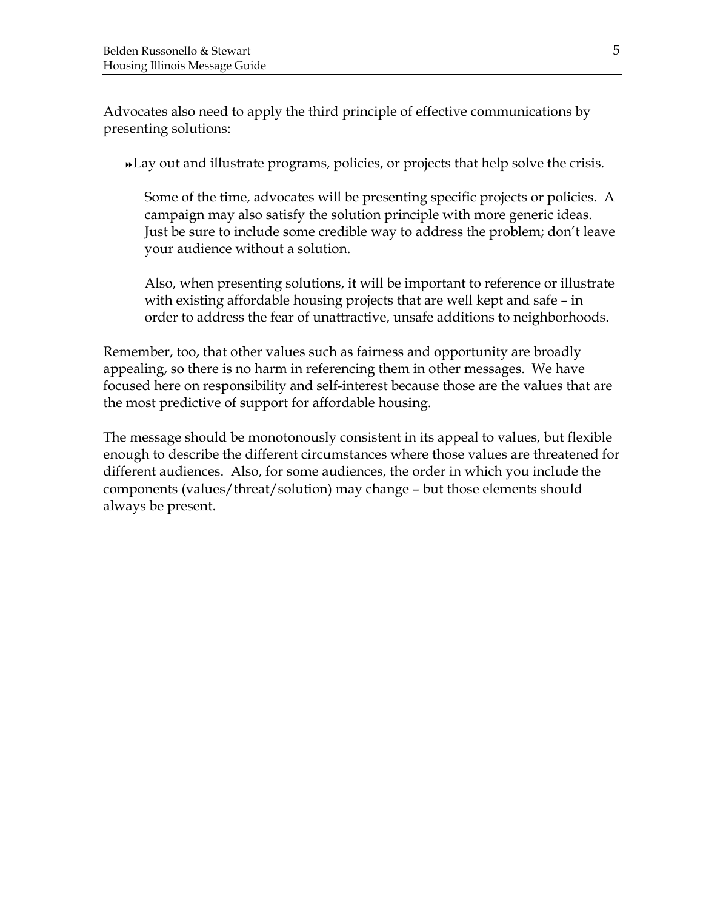Advocates also need to apply the third principle of effective communications by presenting solutions:

- Lay out and illustrate programs, policies, or projects that help solve the crisis.

  Some of the time, advocates will be presenting specific projects or policies. A campaign may also satisfy the solution principle with more generic ideas. Just be sure to include some credible way to address the problem; don't leave your audience without a solution.

  Also, when presenting solutions, it will be important to reference or illustrate with existing affordable housing projects that are well kept and safe – in order to address the fear of unattractive, unsafe additions to neighborhoods.

Remember, too, that other values such as fairness and opportunity are broadly appealing, so there is no harm in referencing them in other messages. We have focused here on responsibility and self-interest because those are the values that are the most predictive of support for affordable housing.

The message should be monotonously consistent in its appeal to values, but flexible enough to describe the different circumstances where those values are threatened for different audiences. Also, for some audiences, the order in which you include the components (values/threat/solution) may change – but those elements should always be present.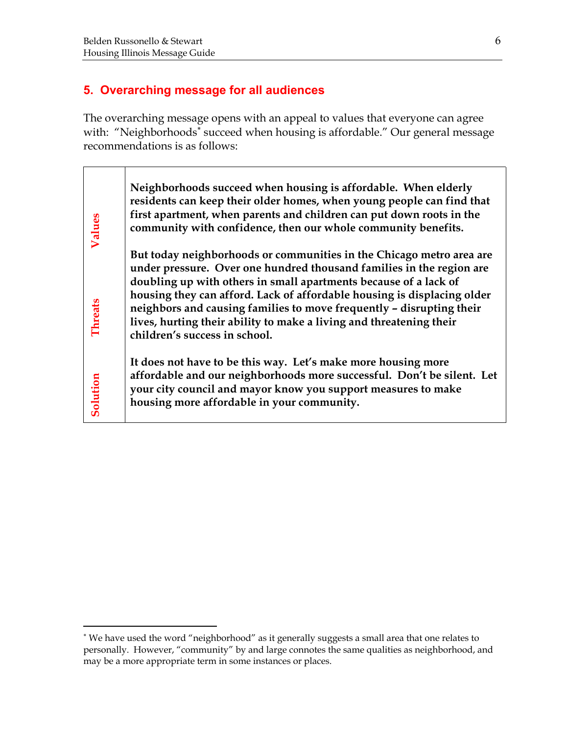## 5. Overarching message for all audiences

The overarching message opens with an appeal to values that everyone can agree with: "Neighborhoods[*] succeed when housing is affordable." Our general message recommendations is as follows:

| | |
|---|---|
| Values | **Neighborhoods succeed when housing is affordable. When elderly residents can keep their older homes, when young people can find that first apartment, when parents and children can put down roots in the community with confidence, then our whole community benefits.** |
| Threats | **But today neighborhoods or communities in the Chicago metro area are under pressure. Over one hundred thousand families in the region are doubling up with others in small apartments because of a lack of housing they can afford. Lack of affordable housing is displacing older neighbors and causing families to move frequently – disrupting their lives, hurting their ability to make a living and threatening their children's success in school.** |
| Solution | **It does not have to be this way. Let's make more housing more affordable and our neighborhoods more successful. Don't be silent. Let your city council and mayor know you support measures to make housing more affordable in your community.** |

[*] We have used the word "neighborhood" as it generally suggests a small area that one relates to personally. However, "community" by and large connotes the same qualities as neighborhood, and may be a more appropriate term in some instances or places.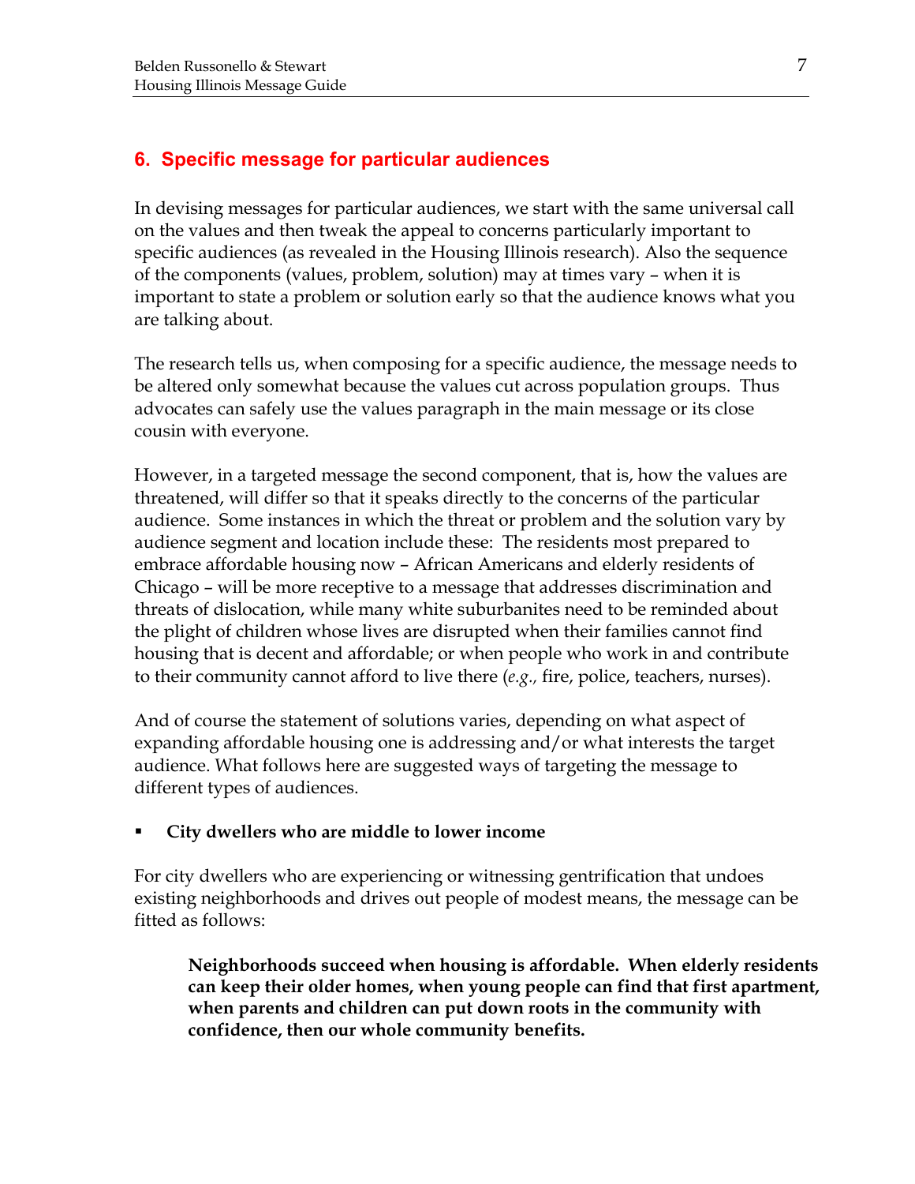## 6. Specific message for particular audiences

In devising messages for particular audiences, we start with the same universal call on the values and then tweak the appeal to concerns particularly important to specific audiences (as revealed in the Housing Illinois research). Also the sequence of the components (values, problem, solution) may at times vary – when it is important to state a problem or solution early so that the audience knows what you are talking about.

The research tells us, when composing for a specific audience, the message needs to be altered only somewhat because the values cut across population groups. Thus advocates can safely use the values paragraph in the main message or its close cousin with everyone.

However, in a targeted message the second component, that is, how the values are threatened, will differ so that it speaks directly to the concerns of the particular audience. Some instances in which the threat or problem and the solution vary by audience segment and location include these: The residents most prepared to embrace affordable housing now – African Americans and elderly residents of Chicago – will be more receptive to a message that addresses discrimination and threats of dislocation, while many white suburbanites need to be reminded about the plight of children whose lives are disrupted when their families cannot find housing that is decent and affordable; or when people who work in and contribute to their community cannot afford to live there (*e.g.,* fire, police, teachers, nurses).

And of course the statement of solutions varies, depending on what aspect of expanding affordable housing one is addressing and/or what interests the target audience. What follows here are suggested ways of targeting the message to different types of audiences.

- **City dwellers who are middle to lower income**

For city dwellers who are experiencing or witnessing gentrification that undoes existing neighborhoods and drives out people of modest means, the message can be fitted as follows:

> **Neighborhoods succeed when housing is affordable. When elderly residents can keep their older homes, when young people can find that first apartment, when parents and children can put down roots in the community with confidence, then our whole community benefits.**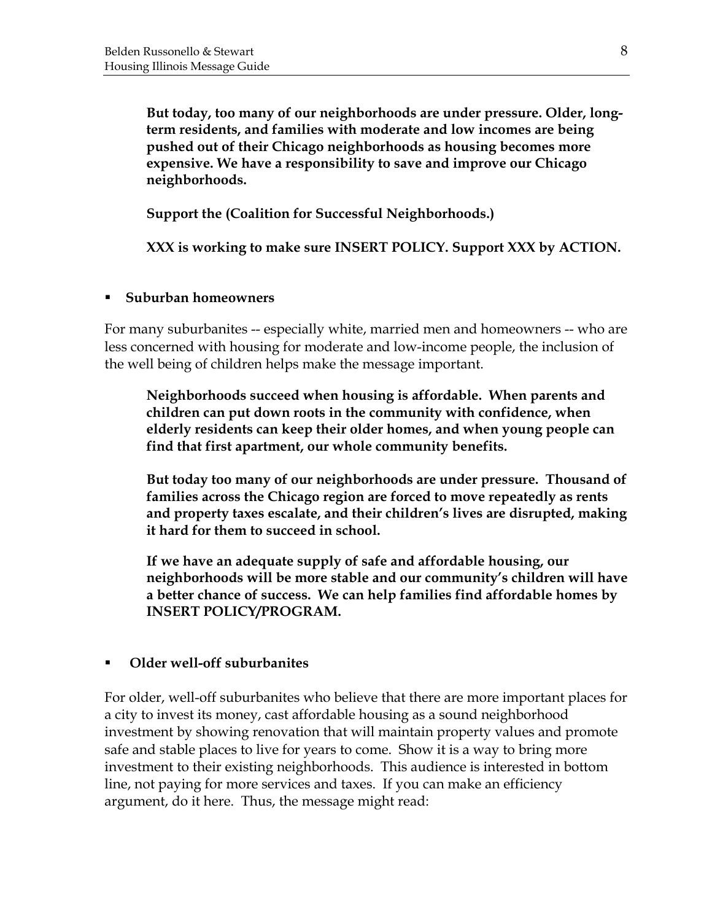**But today, too many of our neighborhoods are under pressure. Older, long-term residents, and families with moderate and low incomes are being pushed out of their Chicago neighborhoods as housing becomes more expensive. We have a responsibility to save and improve our Chicago neighborhoods.**

**Support the (Coalition for Successful Neighborhoods.)**

**XXX is working to make sure INSERT POLICY. Support XXX by ACTION.**

- **Suburban homeowners**

For many suburbanites -- especially white, married men and homeowners -- who are less concerned with housing for moderate and low-income people, the inclusion of the well being of children helps make the message important.

**Neighborhoods succeed when housing is affordable. When parents and children can put down roots in the community with confidence, when elderly residents can keep their older homes, and when young people can find that first apartment, our whole community benefits.**

**But today too many of our neighborhoods are under pressure. Thousand of families across the Chicago region are forced to move repeatedly as rents and property taxes escalate, and their children's lives are disrupted, making it hard for them to succeed in school.**

**If we have an adequate supply of safe and affordable housing, our neighborhoods will be more stable and our community's children will have a better chance of success. We can help families find affordable homes by INSERT POLICY/PROGRAM.**

- **Older well-off suburbanites**

For older, well-off suburbanites who believe that there are more important places for a city to invest its money, cast affordable housing as a sound neighborhood investment by showing renovation that will maintain property values and promote safe and stable places to live for years to come. Show it is a way to bring more investment to their existing neighborhoods. This audience is interested in bottom line, not paying for more services and taxes. If you can make an efficiency argument, do it here. Thus, the message might read: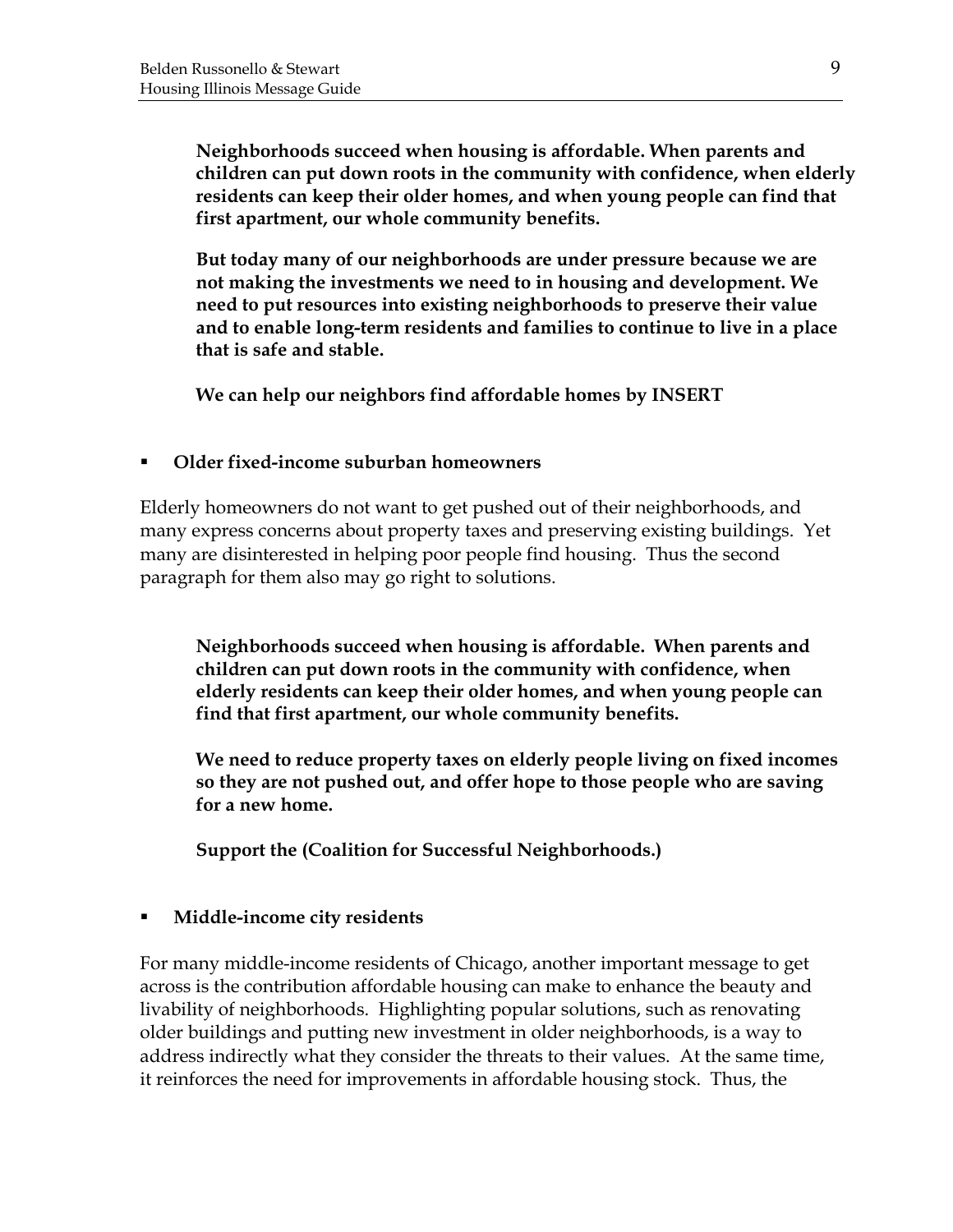**Neighborhoods succeed when housing is affordable. When parents and children can put down roots in the community with confidence, when elderly residents can keep their older homes, and when young people can find that first apartment, our whole community benefits.**

**But today many of our neighborhoods are under pressure because we are not making the investments we need to in housing and development. We need to put resources into existing neighborhoods to preserve their value and to enable long-term residents and families to continue to live in a place that is safe and stable.**

**We can help our neighbors find affordable homes by INSERT**

- **Older fixed-income suburban homeowners**

Elderly homeowners do not want to get pushed out of their neighborhoods, and many express concerns about property taxes and preserving existing buildings. Yet many are disinterested in helping poor people find housing. Thus the second paragraph for them also may go right to solutions.

**Neighborhoods succeed when housing is affordable. When parents and children can put down roots in the community with confidence, when elderly residents can keep their older homes, and when young people can find that first apartment, our whole community benefits.**

**We need to reduce property taxes on elderly people living on fixed incomes so they are not pushed out, and offer hope to those people who are saving for a new home.**

**Support the (Coalition for Successful Neighborhoods.)**

- **Middle-income city residents**

For many middle-income residents of Chicago, another important message to get across is the contribution affordable housing can make to enhance the beauty and livability of neighborhoods. Highlighting popular solutions, such as renovating older buildings and putting new investment in older neighborhoods, is a way to address indirectly what they consider the threats to their values. At the same time, it reinforces the need for improvements in affordable housing stock. Thus, the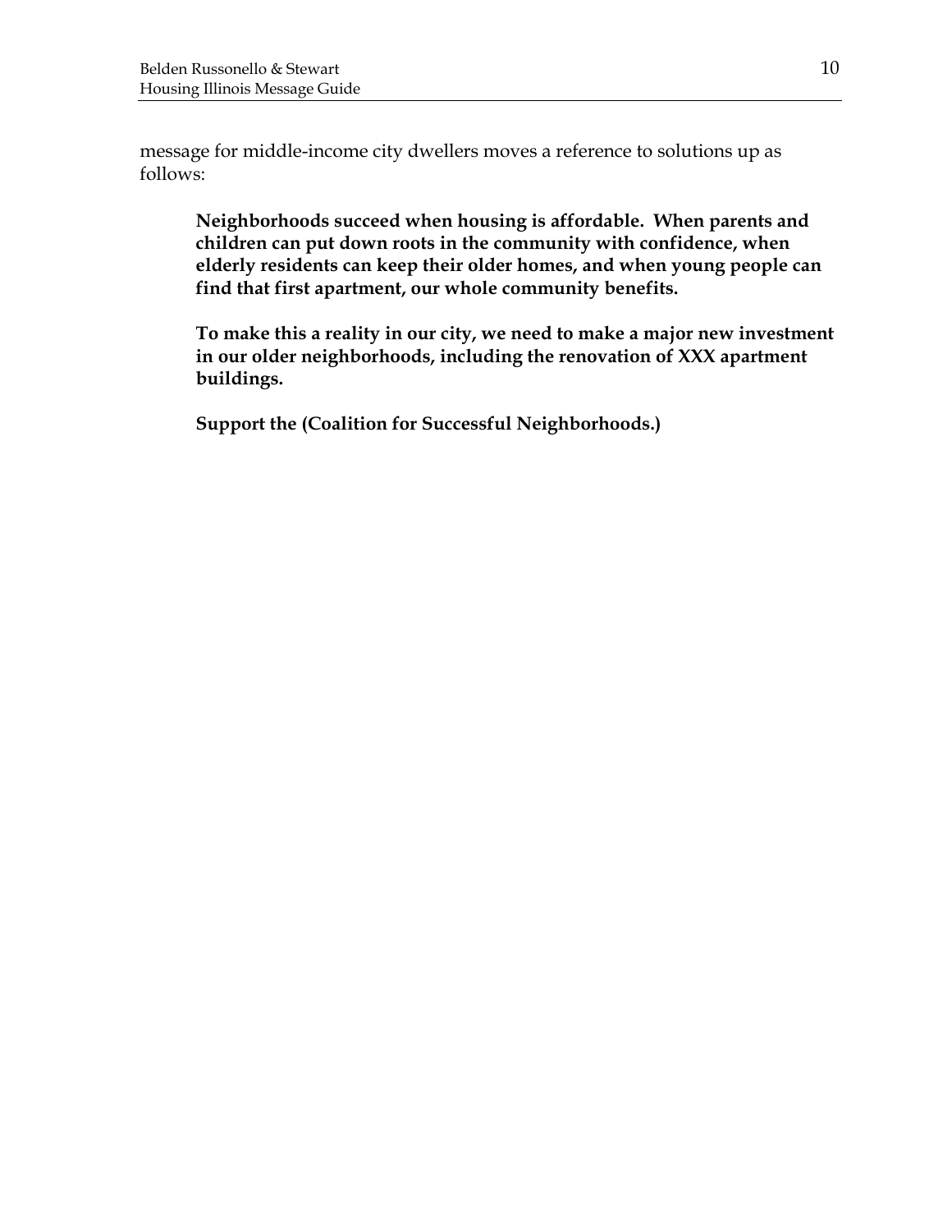message for middle-income city dwellers moves a reference to solutions up as follows:

> **Neighborhoods succeed when housing is affordable. When parents and children can put down roots in the community with confidence, when elderly residents can keep their older homes, and when young people can find that first apartment, our whole community benefits.**
>
> **To make this a reality in our city, we need to make a major new investment in our older neighborhoods, including the renovation of XXX apartment buildings.**
>
> **Support the (Coalition for Successful Neighborhoods.)**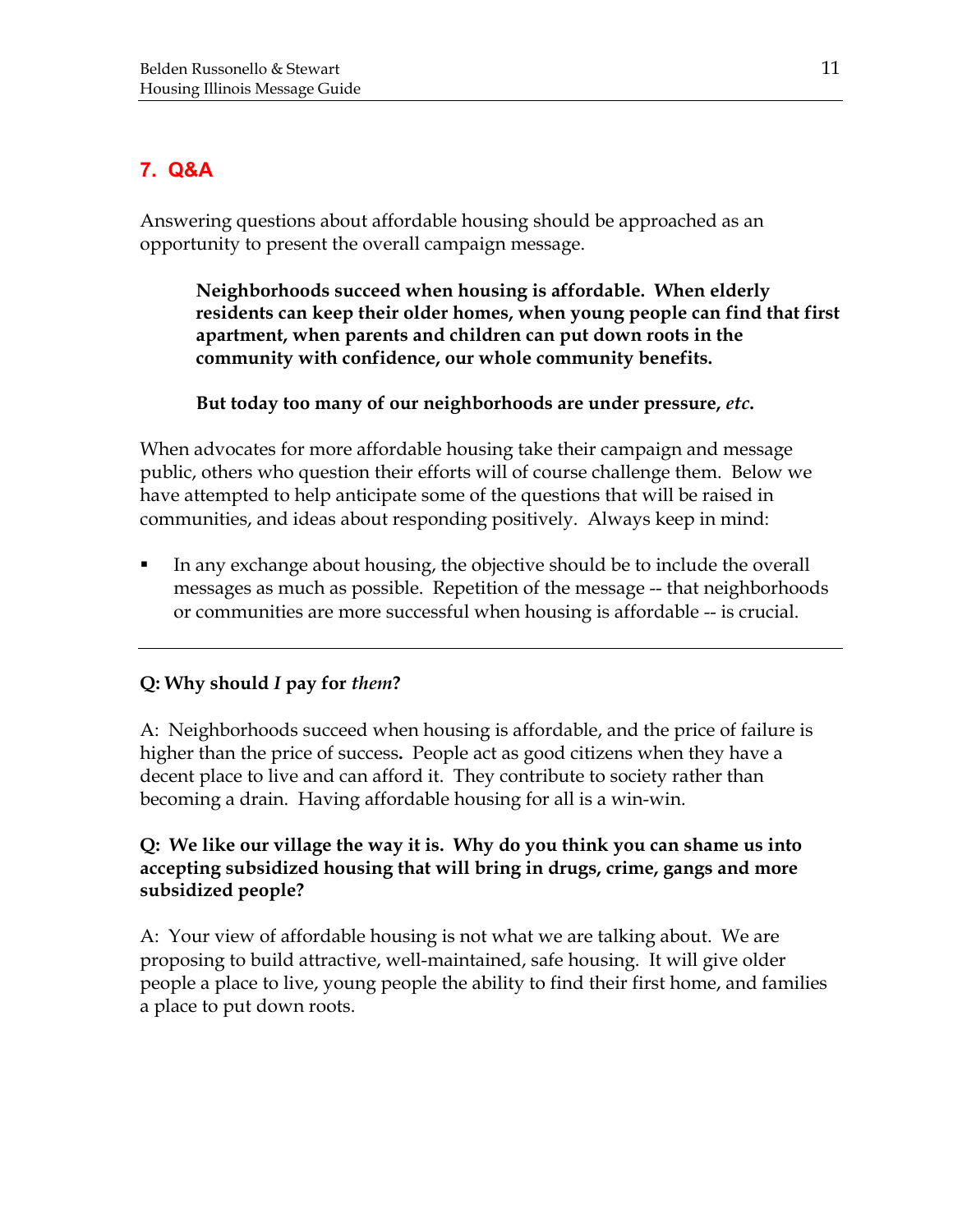## 7. Q&A

Answering questions about affordable housing should be approached as an opportunity to present the overall campaign message.

> **Neighborhoods succeed when housing is affordable. When elderly residents can keep their older homes, when young people can find that first apartment, when parents and children can put down roots in the community with confidence, our whole community benefits.**
>
> **But today too many of our neighborhoods are under pressure, *etc*.**

When advocates for more affordable housing take their campaign and message public, others who question their efforts will of course challenge them. Below we have attempted to help anticipate some of the questions that will be raised in communities, and ideas about responding positively. Always keep in mind:

- In any exchange about housing, the objective should be to include the overall messages as much as possible. Repetition of the message -- that neighborhoods or communities are more successful when housing is affordable -- is crucial.

---

**Q: Why should *I* pay for *them*?**

A: Neighborhoods succeed when housing is affordable, and the price of failure is higher than the price of success**.** People act as good citizens when they have a decent place to live and can afford it. They contribute to society rather than becoming a drain. Having affordable housing for all is a win-win.

**Q: We like our village the way it is. Why do you think you can shame us into accepting subsidized housing that will bring in drugs, crime, gangs and more subsidized people?**

A: Your view of affordable housing is not what we are talking about. We are proposing to build attractive, well-maintained, safe housing. It will give older people a place to live, young people the ability to find their first home, and families a place to put down roots.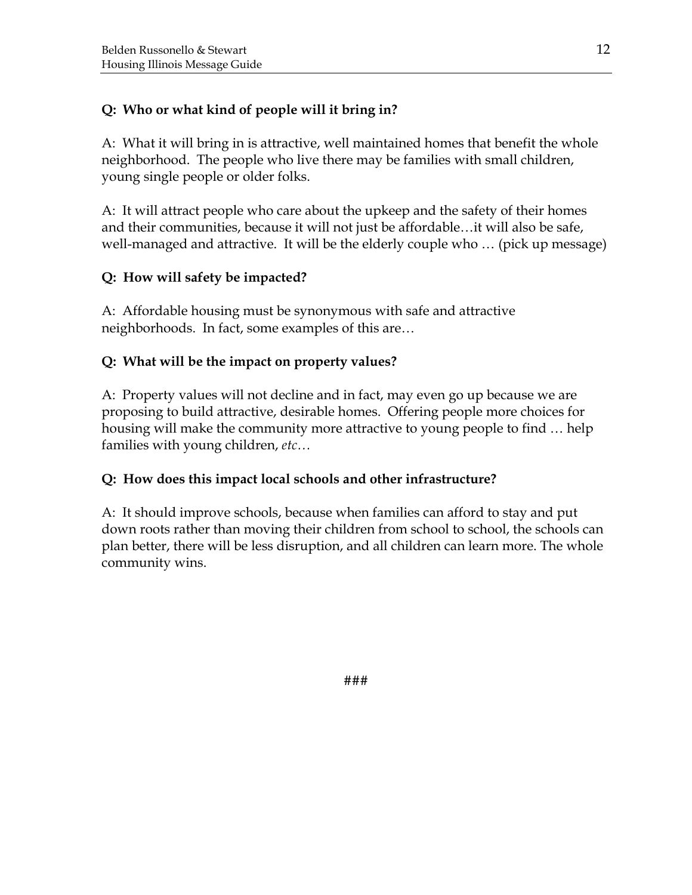**Q: Who or what kind of people will it bring in?**

A: What it will bring in is attractive, well maintained homes that benefit the whole neighborhood. The people who live there may be families with small children, young single people or older folks.

A: It will attract people who care about the upkeep and the safety of their homes and their communities, because it will not just be affordable…it will also be safe, well-managed and attractive. It will be the elderly couple who … (pick up message)

**Q: How will safety be impacted?**

A: Affordable housing must be synonymous with safe and attractive neighborhoods. In fact, some examples of this are…

**Q: What will be the impact on property values?**

A: Property values will not decline and in fact, may even go up because we are proposing to build attractive, desirable homes. Offering people more choices for housing will make the community more attractive to young people to find … help families with young children, *etc…*

**Q: How does this impact local schools and other infrastructure?**

A: It should improve schools, because when families can afford to stay and put down roots rather than moving their children from school to school, the schools can plan better, there will be less disruption, and all children can learn more. The whole community wins.

###